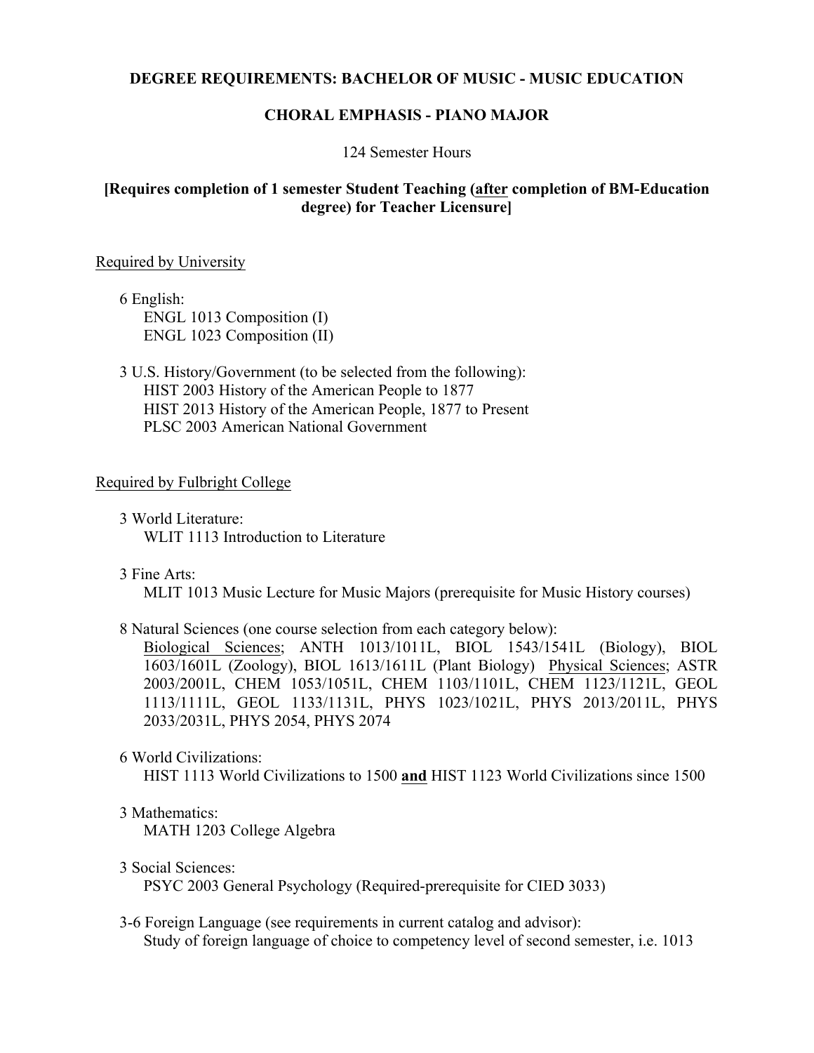# DEGREE REQUIREMENTS: BACHELOR OF MUSIC - MUSIC EDUCATION

## CHORAL EMPHASIS - PIANO MAJOR

124 Semester Hours

**[Requires completion of 1 semester Student Teaching (<u>after</u> completion of BM-Education degree) for Teacher Licensure]**

<u>Required by University</u>

6 English:
- ENGL 1013 Composition (I)
- ENGL 1023 Composition (II)

3 U.S. History/Government (to be selected from the following):
- HIST 2003 History of the American People to 1877
- HIST 2013 History of the American People, 1877 to Present
- PLSC 2003 American National Government

<u>Required by Fulbright College</u>

3 World Literature:
- WLIT 1113 Introduction to Literature

3 Fine Arts:
- MLIT 1013 Music Lecture for Music Majors (prerequisite for Music History courses)

8 Natural Sciences (one course selection from each category below):
<u>Biological Sciences</u>; ANTH 1013/1011L, BIOL 1543/1541L (Biology), BIOL 1603/1601L (Zoology), BIOL 1613/1611L (Plant Biology) <u>Physical Sciences</u>; ASTR 2003/2001L, CHEM 1053/1051L, CHEM 1103/1101L, CHEM 1123/1121L, GEOL 1113/1111L, GEOL 1133/1131L, PHYS 1023/1021L, PHYS 2013/2011L, PHYS 2033/2031L, PHYS 2054, PHYS 2074

6 World Civilizations:
- HIST 1113 World Civilizations to 1500 **<u>and</u>** HIST 1123 World Civilizations since 1500

3 Mathematics:
- MATH 1203 College Algebra

3 Social Sciences:
- PSYC 2003 General Psychology (Required-prerequisite for CIED 3033)

3-6 Foreign Language (see requirements in current catalog and advisor):
- Study of foreign language of choice to competency level of second semester, i.e. 1013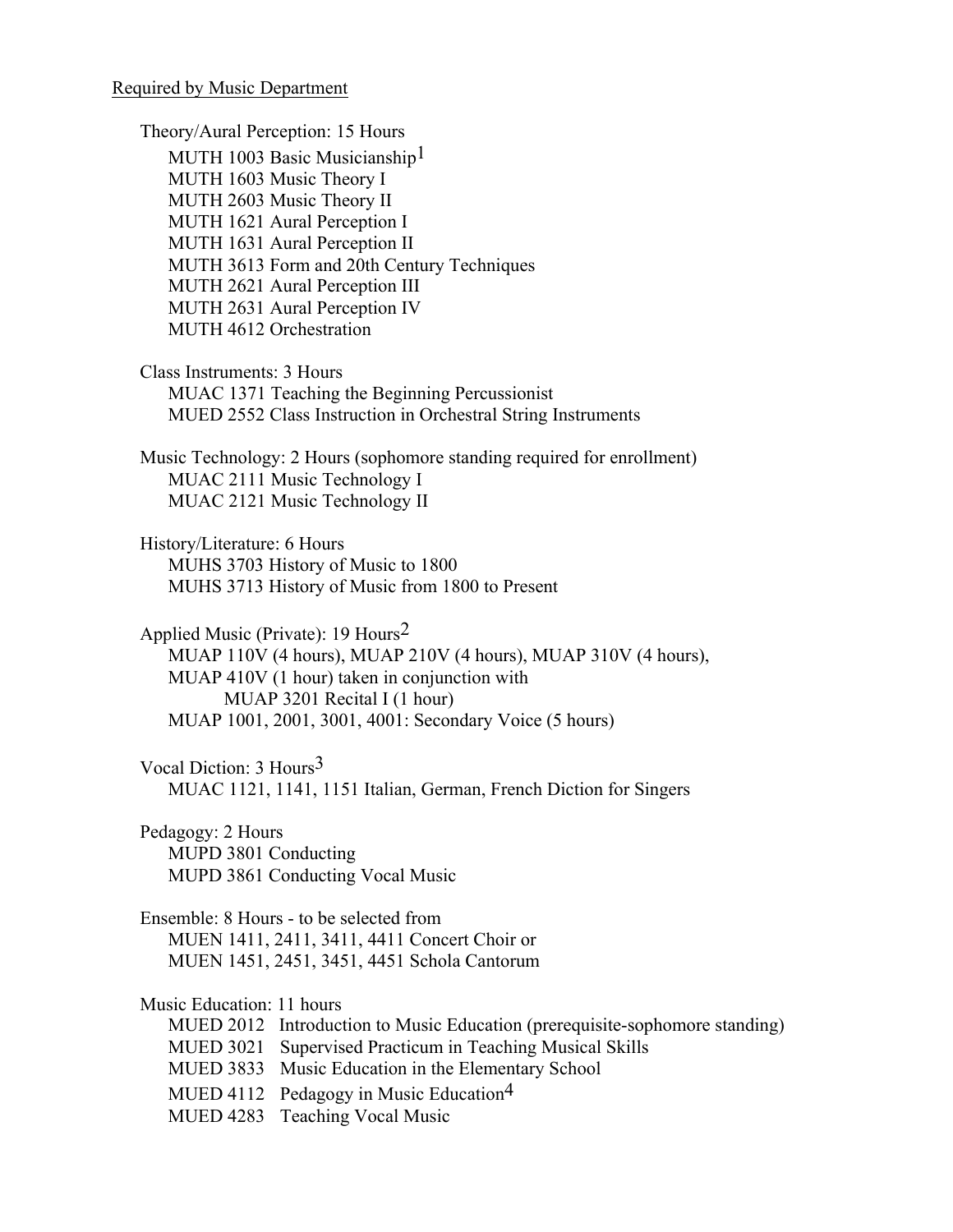Required by Music Department

Theory/Aural Perception: 15 Hours

- MUTH 1003 Basic Musicianship[1]
- MUTH 1603 Music Theory I
- MUTH 2603 Music Theory II
- MUTH 1621 Aural Perception I
- MUTH 1631 Aural Perception II
- MUTH 3613 Form and 20th Century Techniques
- MUTH 2621 Aural Perception III
- MUTH 2631 Aural Perception IV
- MUTH 4612 Orchestration

Class Instruments: 3 Hours

- MUAC 1371 Teaching the Beginning Percussionist
- MUED 2552 Class Instruction in Orchestral String Instruments

Music Technology: 2 Hours (sophomore standing required for enrollment)

- MUAC 2111 Music Technology I
- MUAC 2121 Music Technology II

History/Literature: 6 Hours

- MUHS 3703 History of Music to 1800
- MUHS 3713 History of Music from 1800 to Present

Applied Music (Private): 19 Hours[2]

- MUAP 110V (4 hours), MUAP 210V (4 hours), MUAP 310V (4 hours), MUAP 410V (1 hour) taken in conjunction with
  - MUAP 3201 Recital I (1 hour)
- MUAP 1001, 2001, 3001, 4001: Secondary Voice (5 hours)

Vocal Diction: 3 Hours[3]

- MUAC 1121, 1141, 1151 Italian, German, French Diction for Singers

Pedagogy: 2 Hours

- MUPD 3801 Conducting
- MUPD 3861 Conducting Vocal Music

Ensemble: 8 Hours - to be selected from

- MUEN 1411, 2411, 3411, 4411 Concert Choir or
- MUEN 1451, 2451, 3451, 4451 Schola Cantorum

Music Education: 11 hours

- MUED 2012 Introduction to Music Education (prerequisite-sophomore standing)
- MUED 3021 Supervised Practicum in Teaching Musical Skills
- MUED 3833 Music Education in the Elementary School
- MUED 4112 Pedagogy in Music Education[4]
- MUED 4283 Teaching Vocal Music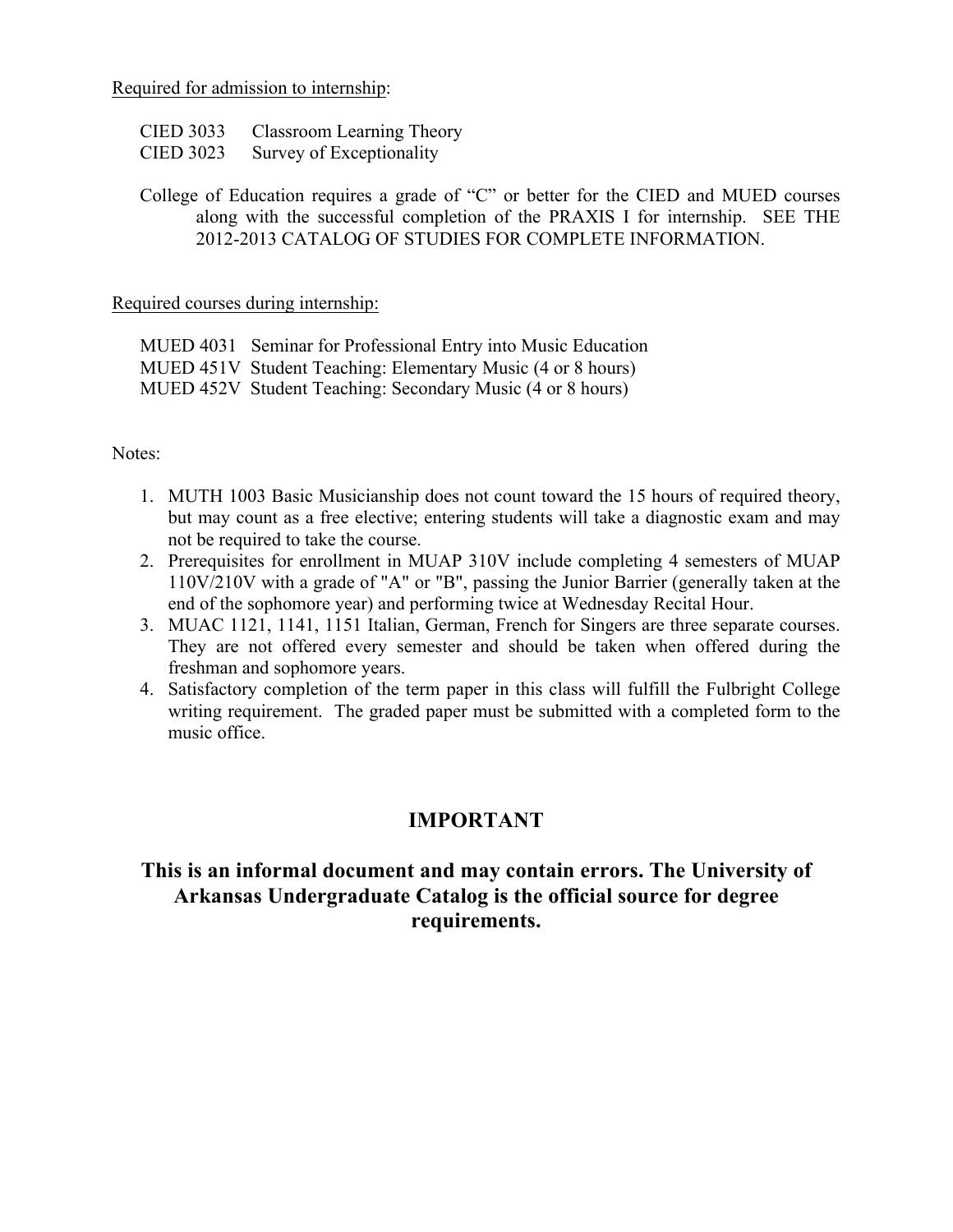<u>Required for admission to internship</u>:

CIED 3033 Classroom Learning Theory
CIED 3023 Survey of Exceptionality

College of Education requires a grade of "C" or better for the CIED and MUED courses along with the successful completion of the PRAXIS I for internship. SEE THE 2012-2013 CATALOG OF STUDIES FOR COMPLETE INFORMATION.

<u>Required courses during internship:</u>

MUED 4031 Seminar for Professional Entry into Music Education
MUED 451V Student Teaching: Elementary Music (4 or 8 hours)
MUED 452V Student Teaching: Secondary Music (4 or 8 hours)

Notes:

1. MUTH 1003 Basic Musicianship does not count toward the 15 hours of required theory, but may count as a free elective; entering students will take a diagnostic exam and may not be required to take the course.
2. Prerequisites for enrollment in MUAP 310V include completing 4 semesters of MUAP 110V/210V with a grade of "A" or "B", passing the Junior Barrier (generally taken at the end of the sophomore year) and performing twice at Wednesday Recital Hour.
3. MUAC 1121, 1141, 1151 Italian, German, French for Singers are three separate courses. They are not offered every semester and should be taken when offered during the freshman and sophomore years.
4. Satisfactory completion of the term paper in this class will fulfill the Fulbright College writing requirement. The graded paper must be submitted with a completed form to the music office.

## IMPORTANT

**This is an informal document and may contain errors. The University of Arkansas Undergraduate Catalog is the official source for degree requirements.**